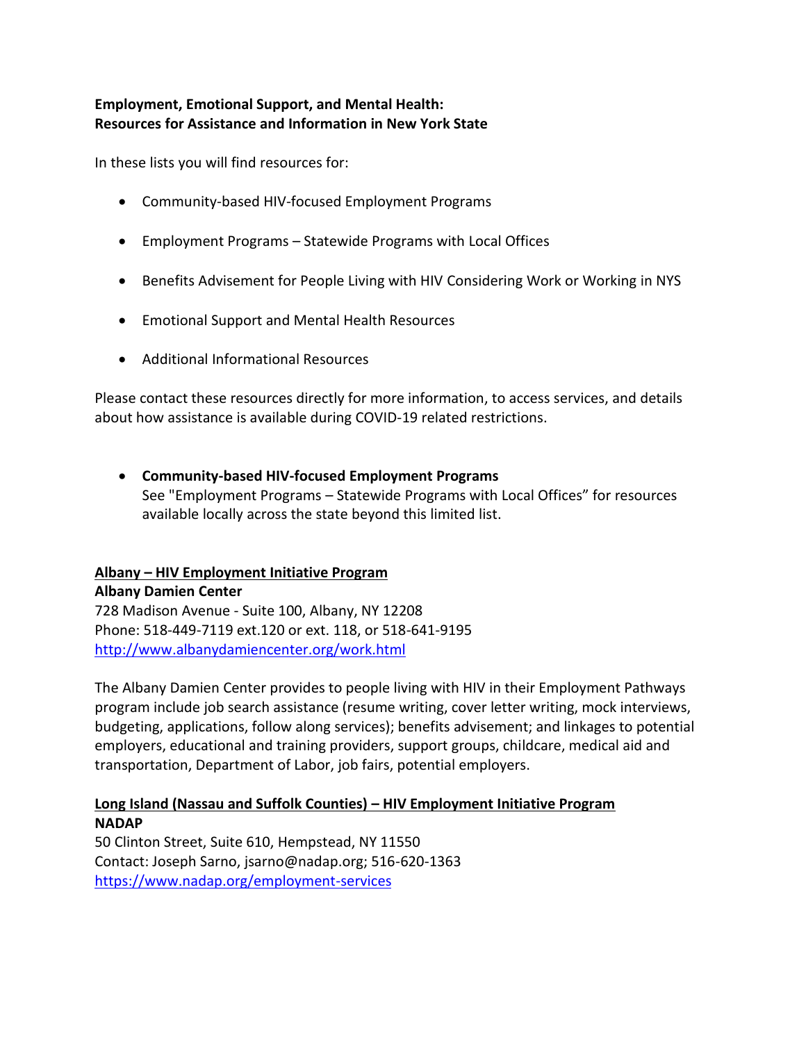**Employment, Emotional Support, and Mental Health:**
**Resources for Assistance and Information in New York State**

In these lists you will find resources for:

- Community-based HIV-focused Employment Programs
- Employment Programs – Statewide Programs with Local Offices
- Benefits Advisement for People Living with HIV Considering Work or Working in NYS
- Emotional Support and Mental Health Resources
- Additional Informational Resources

Please contact these resources directly for more information, to access services, and details about how assistance is available during COVID-19 related restrictions.

- **Community-based HIV-focused Employment Programs**
  See "Employment Programs – Statewide Programs with Local Offices" for resources available locally across the state beyond this limited list.

**Albany – HIV Employment Initiative Program**
**Albany Damien Center**
728 Madison Avenue - Suite 100, Albany, NY 12208
Phone: 518-449-7119 ext.120 or ext. 118, or 518-641-9195
http://www.albanydamiencenter.org/work.html

The Albany Damien Center provides to people living with HIV in their Employment Pathways program include job search assistance (resume writing, cover letter writing, mock interviews, budgeting, applications, follow along services); benefits advisement; and linkages to potential employers, educational and training providers, support groups, childcare, medical aid and transportation, Department of Labor, job fairs, potential employers.

**Long Island (Nassau and Suffolk Counties) – HIV Employment Initiative Program**
**NADAP**
50 Clinton Street, Suite 610, Hempstead, NY 11550
Contact: Joseph Sarno, jsarno@nadap.org; 516-620-1363
https://www.nadap.org/employment-services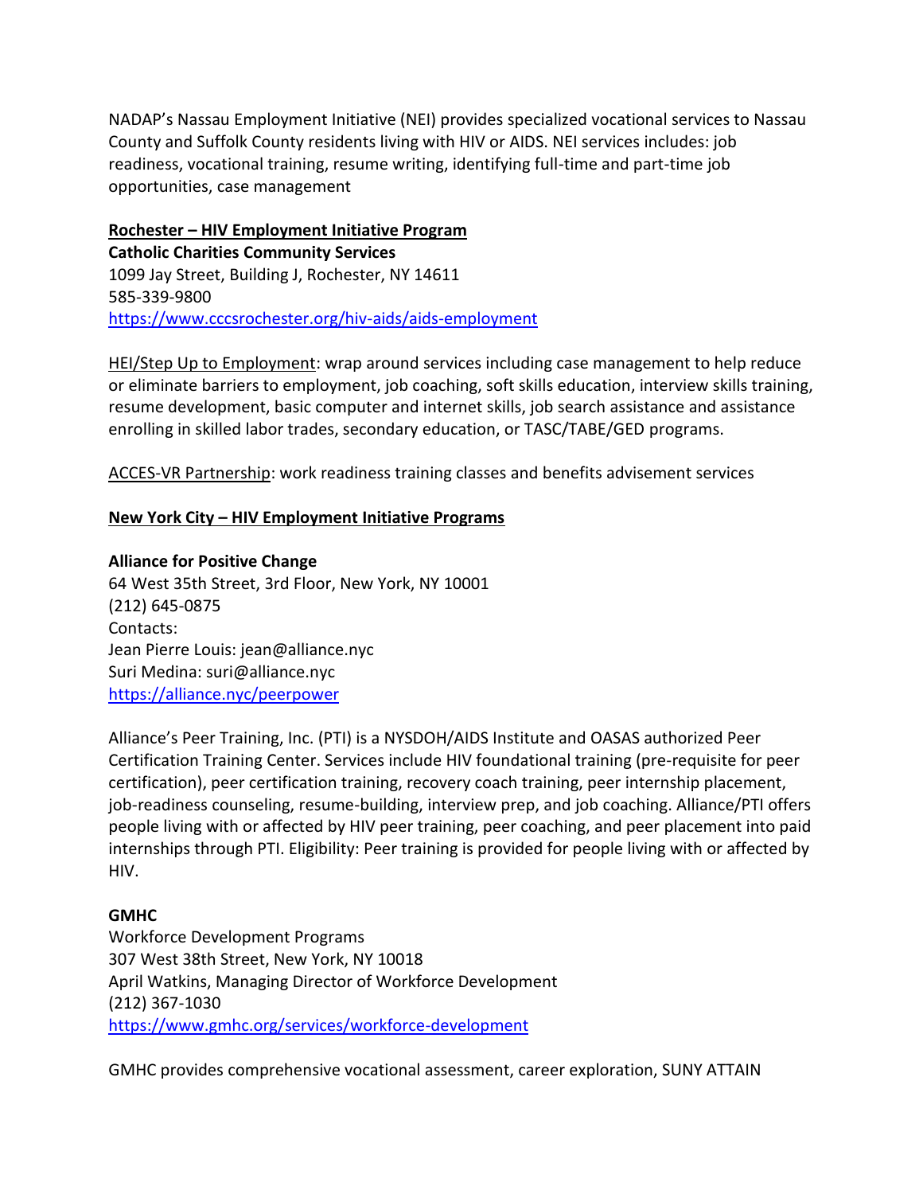NADAP's Nassau Employment Initiative (NEI) provides specialized vocational services to Nassau County and Suffolk County residents living with HIV or AIDS. NEI services includes: job readiness, vocational training, resume writing, identifying full-time and part-time job opportunities, case management

**<u>Rochester – HIV Employment Initiative Program</u>**

**Catholic Charities Community Services**
1099 Jay Street, Building J, Rochester, NY 14611
585-339-9800
https://www.cccsrochester.org/hiv-aids/aids-employment

<u>HEI/Step Up to Employment</u>: wrap around services including case management to help reduce or eliminate barriers to employment, job coaching, soft skills education, interview skills training, resume development, basic computer and internet skills, job search assistance and assistance enrolling in skilled labor trades, secondary education, or TASC/TABE/GED programs.

<u>ACCES-VR Partnership</u>: work readiness training classes and benefits advisement services

**<u>New York City – HIV Employment Initiative Programs</u>**

**Alliance for Positive Change**
64 West 35th Street, 3rd Floor, New York, NY 10001
(212) 645-0875
Contacts:
Jean Pierre Louis: jean@alliance.nyc
Suri Medina: suri@alliance.nyc
https://alliance.nyc/peerpower

Alliance's Peer Training, Inc. (PTI) is a NYSDOH/AIDS Institute and OASAS authorized Peer Certification Training Center. Services include HIV foundational training (pre-requisite for peer certification), peer certification training, recovery coach training, peer internship placement, job-readiness counseling, resume-building, interview prep, and job coaching. Alliance/PTI offers people living with or affected by HIV peer training, peer coaching, and peer placement into paid internships through PTI. Eligibility: Peer training is provided for people living with or affected by HIV.

**GMHC**
Workforce Development Programs
307 West 38th Street, New York, NY 10018
April Watkins, Managing Director of Workforce Development
(212) 367-1030
https://www.gmhc.org/services/workforce-development

GMHC provides comprehensive vocational assessment, career exploration, SUNY ATTAIN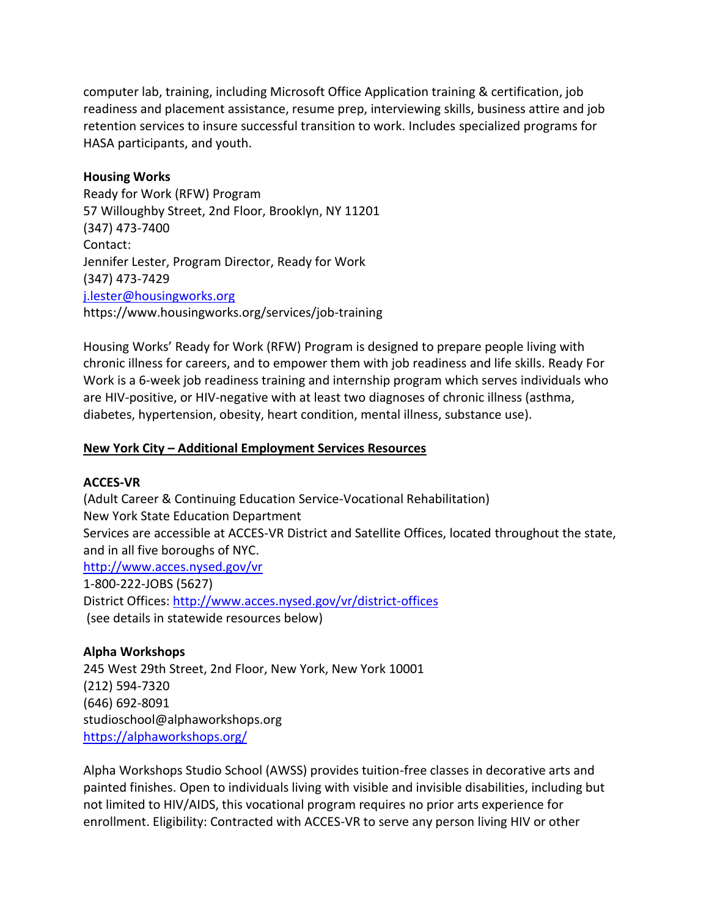computer lab, training, including Microsoft Office Application training & certification, job readiness and placement assistance, resume prep, interviewing skills, business attire and job retention services to insure successful transition to work. Includes specialized programs for HASA participants, and youth.

**Housing Works**
Ready for Work (RFW) Program
57 Willoughby Street, 2nd Floor, Brooklyn, NY 11201
(347) 473-7400
Contact:
Jennifer Lester, Program Director, Ready for Work
(347) 473-7429
[j.lester@housingworks.org](mailto:j.lester@housingworks.org)
https://www.housingworks.org/services/job-training

Housing Works' Ready for Work (RFW) Program is designed to prepare people living with chronic illness for careers, and to empower them with job readiness and life skills. Ready For Work is a 6-week job readiness training and internship program which serves individuals who are HIV-positive, or HIV-negative with at least two diagnoses of chronic illness (asthma, diabetes, hypertension, obesity, heart condition, mental illness, substance use).

## New York City – Additional Employment Services Resources

**ACCES-VR**
(Adult Career & Continuing Education Service-Vocational Rehabilitation)
New York State Education Department
Services are accessible at ACCES-VR District and Satellite Offices, located throughout the state, and in all five boroughs of NYC.
[http://www.acces.nysed.gov/vr](http://www.acces.nysed.gov/vr)
1-800-222-JOBS (5627)
District Offices: [http://www.acces.nysed.gov/vr/district-offices](http://www.acces.nysed.gov/vr/district-offices)
(see details in statewide resources below)

**Alpha Workshops**
245 West 29th Street, 2nd Floor, New York, New York 10001
(212) 594-7320
(646) 692-8091
studioschool@alphaworkshops.org
[https://alphaworkshops.org/](https://alphaworkshops.org/)

Alpha Workshops Studio School (AWSS) provides tuition-free classes in decorative arts and painted finishes. Open to individuals living with visible and invisible disabilities, including but not limited to HIV/AIDS, this vocational program requires no prior arts experience for enrollment. Eligibility: Contracted with ACCES-VR to serve any person living HIV or other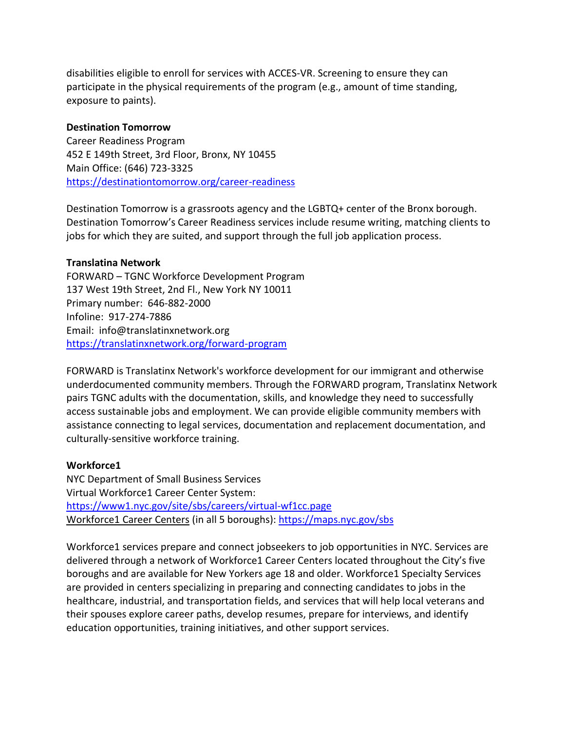disabilities eligible to enroll for services with ACCES-VR. Screening to ensure they can participate in the physical requirements of the program (e.g., amount of time standing, exposure to paints).

**Destination Tomorrow**
Career Readiness Program
452 E 149th Street, 3rd Floor, Bronx, NY 10455
Main Office: (646) 723-3325
https://destinationtomorrow.org/career-readiness

Destination Tomorrow is a grassroots agency and the LGBTQ+ center of the Bronx borough. Destination Tomorrow's Career Readiness services include resume writing, matching clients to jobs for which they are suited, and support through the full job application process.

**Translatina Network**
FORWARD – TGNC Workforce Development Program
137 West 19th Street, 2nd Fl., New York NY 10011
Primary number: 646-882-2000
Infoline: 917-274-7886
Email: info@translatinxnetwork.org
https://translatinxnetwork.org/forward-program

FORWARD is Translatinx Network's workforce development for our immigrant and otherwise underdocumented community members. Through the FORWARD program, Translatinx Network pairs TGNC adults with the documentation, skills, and knowledge they need to successfully access sustainable jobs and employment. We can provide eligible community members with assistance connecting to legal services, documentation and replacement documentation, and culturally-sensitive workforce training.

**Workforce1**
NYC Department of Small Business Services
Virtual Workforce1 Career Center System:
https://www1.nyc.gov/site/sbs/careers/virtual-wf1cc.page
Workforce1 Career Centers (in all 5 boroughs): https://maps.nyc.gov/sbs

Workforce1 services prepare and connect jobseekers to job opportunities in NYC. Services are delivered through a network of Workforce1 Career Centers located throughout the City's five boroughs and are available for New Yorkers age 18 and older. Workforce1 Specialty Services are provided in centers specializing in preparing and connecting candidates to jobs in the healthcare, industrial, and transportation fields, and services that will help local veterans and their spouses explore career paths, develop resumes, prepare for interviews, and identify education opportunities, training initiatives, and other support services.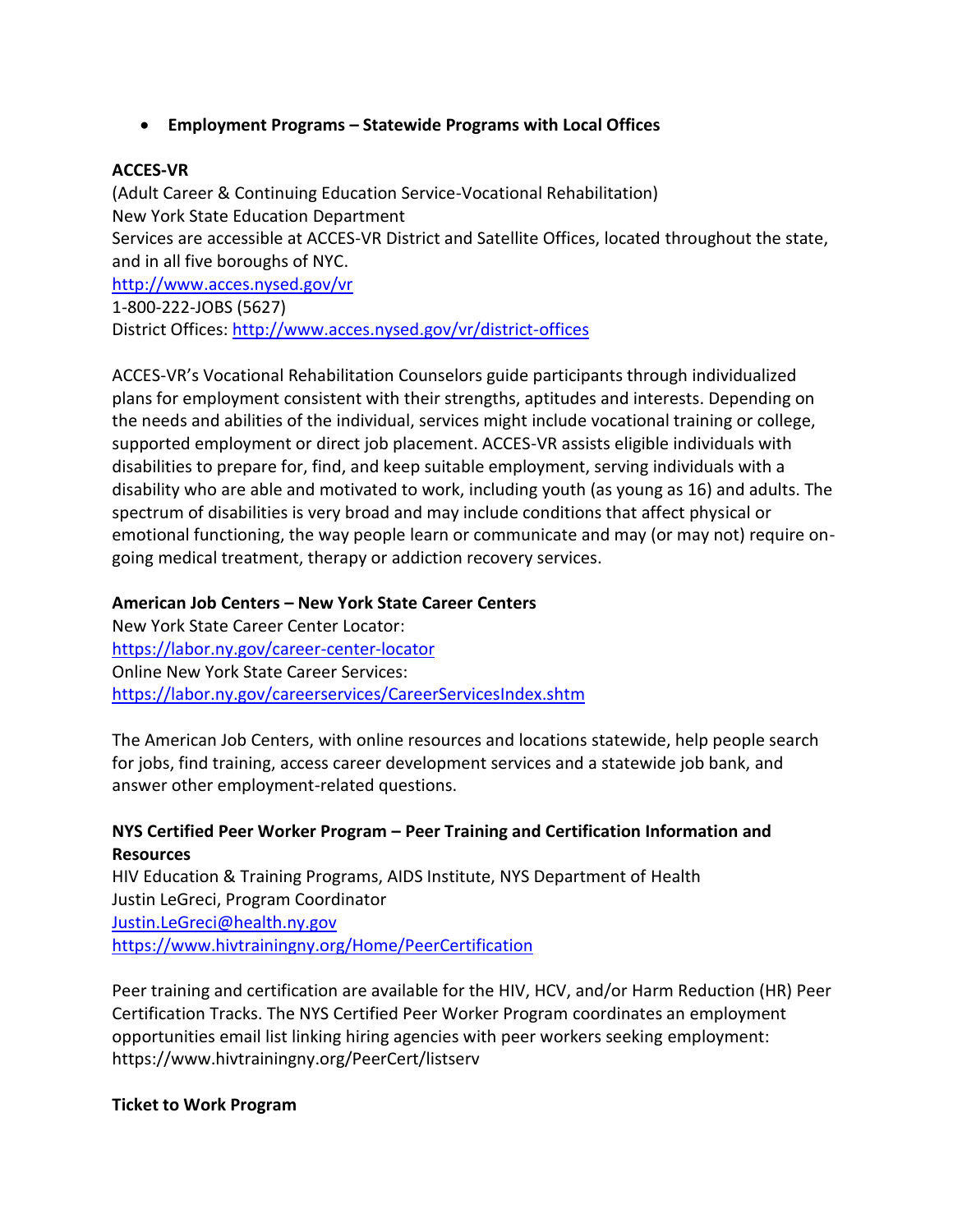- **Employment Programs – Statewide Programs with Local Offices**

**ACCES-VR**
(Adult Career & Continuing Education Service-Vocational Rehabilitation)
New York State Education Department
Services are accessible at ACCES-VR District and Satellite Offices, located throughout the state, and in all five boroughs of NYC.
http://www.acces.nysed.gov/vr
1-800-222-JOBS (5627)
District Offices: http://www.acces.nysed.gov/vr/district-offices

ACCES-VR's Vocational Rehabilitation Counselors guide participants through individualized plans for employment consistent with their strengths, aptitudes and interests. Depending on the needs and abilities of the individual, services might include vocational training or college, supported employment or direct job placement. ACCES-VR assists eligible individuals with disabilities to prepare for, find, and keep suitable employment, serving individuals with a disability who are able and motivated to work, including youth (as young as 16) and adults. The spectrum of disabilities is very broad and may include conditions that affect physical or emotional functioning, the way people learn or communicate and may (or may not) require on-going medical treatment, therapy or addiction recovery services.

**American Job Centers – New York State Career Centers**
New York State Career Center Locator:
https://labor.ny.gov/career-center-locator
Online New York State Career Services:
https://labor.ny.gov/careerservices/CareerServicesIndex.shtm

The American Job Centers, with online resources and locations statewide, help people search for jobs, find training, access career development services and a statewide job bank, and answer other employment-related questions.

**NYS Certified Peer Worker Program – Peer Training and Certification Information and Resources**
HIV Education & Training Programs, AIDS Institute, NYS Department of Health
Justin LeGreci, Program Coordinator
Justin.LeGreci@health.ny.gov
https://www.hivtrainingny.org/Home/PeerCertification

Peer training and certification are available for the HIV, HCV, and/or Harm Reduction (HR) Peer Certification Tracks. The NYS Certified Peer Worker Program coordinates an employment opportunities email list linking hiring agencies with peer workers seeking employment: https://www.hivtrainingny.org/PeerCert/listserv

**Ticket to Work Program**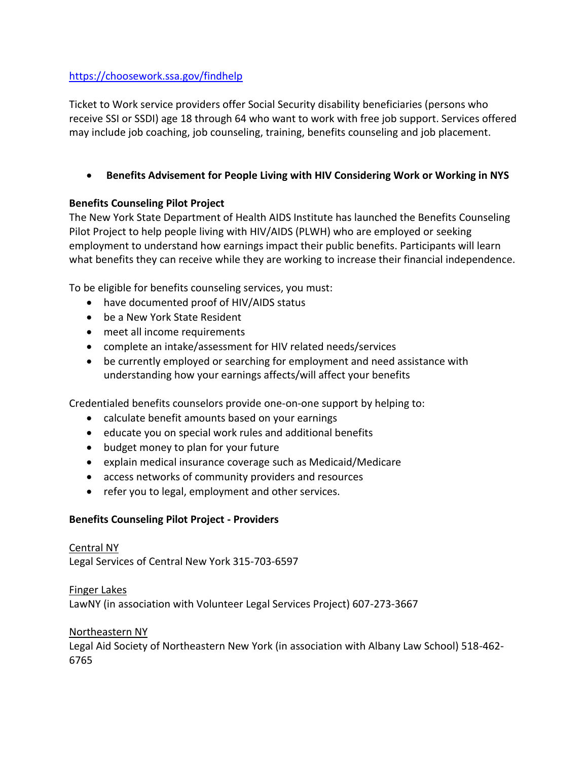https://choosework.ssa.gov/findhelp

Ticket to Work service providers offer Social Security disability beneficiaries (persons who receive SSI or SSDI) age 18 through 64 who want to work with free job support. Services offered may include job coaching, job counseling, training, benefits counseling and job placement.

- **Benefits Advisement for People Living with HIV Considering Work or Working in NYS**

**Benefits Counseling Pilot Project**

The New York State Department of Health AIDS Institute has launched the Benefits Counseling Pilot Project to help people living with HIV/AIDS (PLWH) who are employed or seeking employment to understand how earnings impact their public benefits. Participants will learn what benefits they can receive while they are working to increase their financial independence.

To be eligible for benefits counseling services, you must:

- have documented proof of HIV/AIDS status
- be a New York State Resident
- meet all income requirements
- complete an intake/assessment for HIV related needs/services
- be currently employed or searching for employment and need assistance with understanding how your earnings affects/will affect your benefits

Credentialed benefits counselors provide one-on-one support by helping to:

- calculate benefit amounts based on your earnings
- educate you on special work rules and additional benefits
- budget money to plan for your future
- explain medical insurance coverage such as Medicaid/Medicare
- access networks of community providers and resources
- refer you to legal, employment and other services.

**Benefits Counseling Pilot Project - Providers**

Central NY
Legal Services of Central New York 315-703-6597

Finger Lakes
LawNY (in association with Volunteer Legal Services Project) 607-273-3667

Northeastern NY
Legal Aid Society of Northeastern New York (in association with Albany Law School) 518-462-6765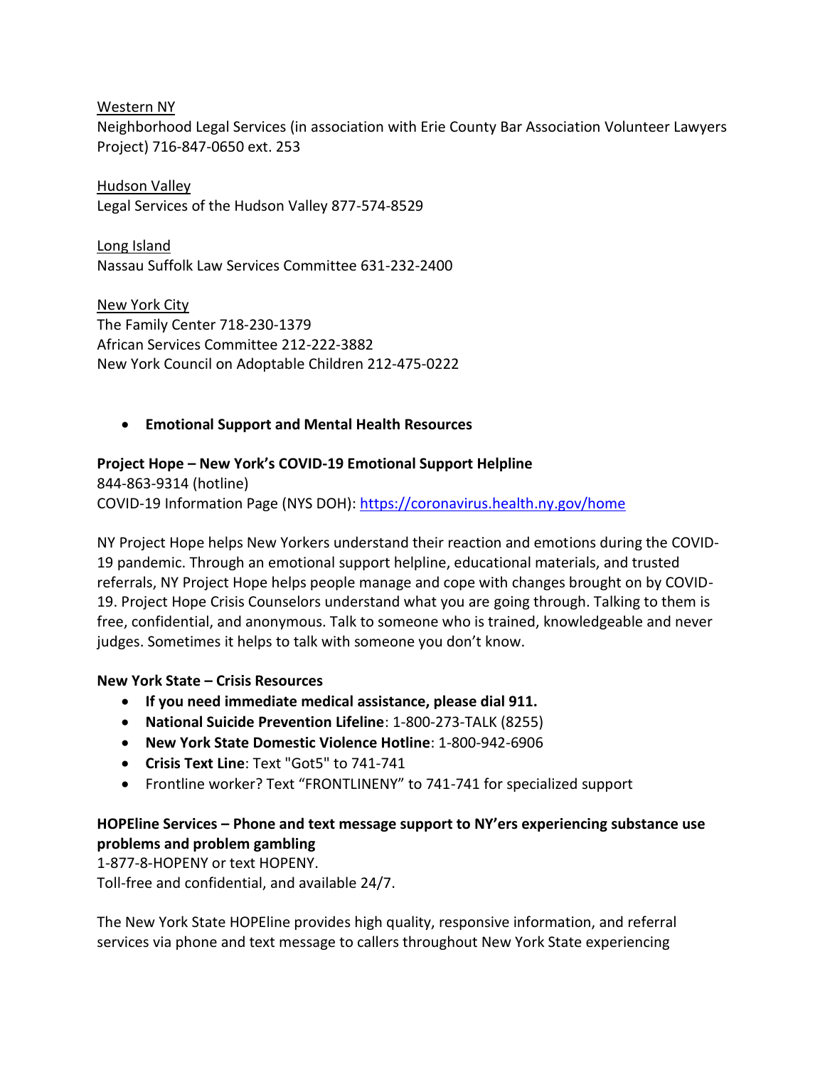Western NY

Neighborhood Legal Services (in association with Erie County Bar Association Volunteer Lawyers Project) 716-847-0650 ext. 253

Hudson Valley

Legal Services of the Hudson Valley 877-574-8529

Long Island

Nassau Suffolk Law Services Committee 631-232-2400

New York City

The Family Center 718-230-1379
African Services Committee 212-222-3882
New York Council on Adoptable Children 212-475-0222

- **Emotional Support and Mental Health Resources**

**Project Hope – New York's COVID-19 Emotional Support Helpline**

844-863-9314 (hotline)
COVID-19 Information Page (NYS DOH): https://coronavirus.health.ny.gov/home

NY Project Hope helps New Yorkers understand their reaction and emotions during the COVID-19 pandemic. Through an emotional support helpline, educational materials, and trusted referrals, NY Project Hope helps people manage and cope with changes brought on by COVID-19. Project Hope Crisis Counselors understand what you are going through. Talking to them is free, confidential, and anonymous. Talk to someone who is trained, knowledgeable and never judges. Sometimes it helps to talk with someone you don't know.

**New York State – Crisis Resources**

- **If you need immediate medical assistance, please dial 911.**
- **National Suicide Prevention Lifeline**: 1-800-273-TALK (8255)
- **New York State Domestic Violence Hotline**: 1-800-942-6906
- **Crisis Text Line**: Text "Got5" to 741-741
- Frontline worker? Text "FRONTLINENY" to 741-741 for specialized support

**HOPEline Services – Phone and text message support to NY'ers experiencing substance use problems and problem gambling**

1-877-8-HOPENY or text HOPENY.
Toll-free and confidential, and available 24/7.

The New York State HOPEline provides high quality, responsive information, and referral services via phone and text message to callers throughout New York State experiencing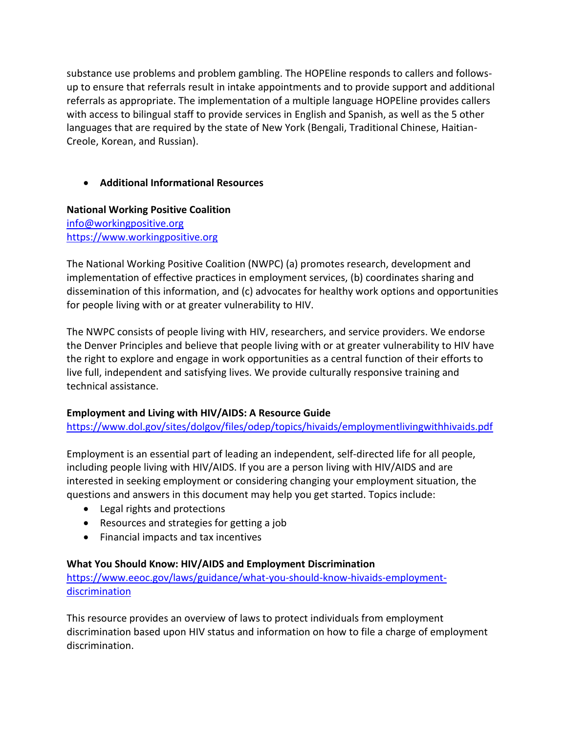substance use problems and problem gambling. The HOPEline responds to callers and follows-up to ensure that referrals result in intake appointments and to provide support and additional referrals as appropriate. The implementation of a multiple language HOPEline provides callers with access to bilingual staff to provide services in English and Spanish, as well as the 5 other languages that are required by the state of New York (Bengali, Traditional Chinese, Haitian-Creole, Korean, and Russian).

- **Additional Informational Resources**

**National Working Positive Coalition**
info@workingpositive.org
https://www.workingpositive.org

The National Working Positive Coalition (NWPC) (a) promotes research, development and implementation of effective practices in employment services, (b) coordinates sharing and dissemination of this information, and (c) advocates for healthy work options and opportunities for people living with or at greater vulnerability to HIV.

The NWPC consists of people living with HIV, researchers, and service providers. We endorse the Denver Principles and believe that people living with or at greater vulnerability to HIV have the right to explore and engage in work opportunities as a central function of their efforts to live full, independent and satisfying lives. We provide culturally responsive training and technical assistance.

**Employment and Living with HIV/AIDS: A Resource Guide**
https://www.dol.gov/sites/dolgov/files/odep/topics/hivaids/employmentlivingwithhivaids.pdf

Employment is an essential part of leading an independent, self-directed life for all people, including people living with HIV/AIDS. If you are a person living with HIV/AIDS and are interested in seeking employment or considering changing your employment situation, the questions and answers in this document may help you get started. Topics include:

- Legal rights and protections
- Resources and strategies for getting a job
- Financial impacts and tax incentives

**What You Should Know: HIV/AIDS and Employment Discrimination**
https://www.eeoc.gov/laws/guidance/what-you-should-know-hivaids-employment-discrimination

This resource provides an overview of laws to protect individuals from employment discrimination based upon HIV status and information on how to file a charge of employment discrimination.